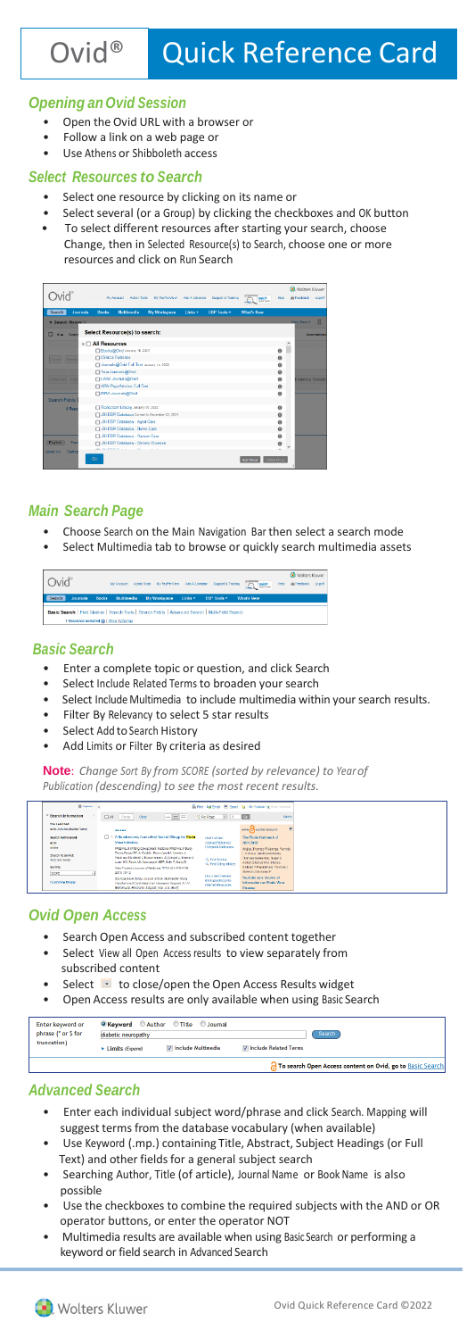# Ovid® Quick Reference Card

## Opening an Ovid Session

- Open the Ovid URL with a browser or
- Follow a link on a web page or
- Use Athens or Shibboleth access

## Select Resources to Search

- Select one resource by clicking on its name or
- Select several (or a Group) by clicking the checkboxes and OK button
- To select different resources after starting your search, choose Change, then in Selected Resource(s) to Search, choose one or more resources and click on Run Search

## Main Search Page

- Choose Search on the Main Navigation Bar then select a search mode
- Select Multimedia tab to browse or quickly search multimedia assets

## Basic Search

- Enter a complete topic or question, and click Search
- Select Include Related Terms to broaden your search
- Select Include Multimedia to include multimedia within your search results.
- Filter By Relevancy to select 5 star results
- Select Add to Search History
- Add Limits or Filter By criteria as desired

**Note**: *Change Sort By from SCORE (sorted by relevance) to Year of Publication (descending) to see the most recent results.*

## Ovid Open Access

- Search Open Access and subscribed content together
- Select View all Open Access results to view separately from subscribed content
- Select ▾ to close/open the Open Access Results widget
- Open Access results are only available when using Basic Search

## Advanced Search

- Enter each individual subject word/phrase and click Search. Mapping will suggest terms from the database vocabulary (when available)
- Use Keyword (.mp.) containing Title, Abstract, Subject Headings (or Full Text) and other fields for a general subject search
- Searching Author, Title (of article), Journal Name or Book Name is also possible
- Use the checkboxes to combine the required subjects with the AND or OR operator buttons, or enter the operator NOT
- Multimedia results are available when using Basic Search or performing a keyword or field search in Advanced Search

Wolters Kluwer

Ovid Quick Reference Card ©2022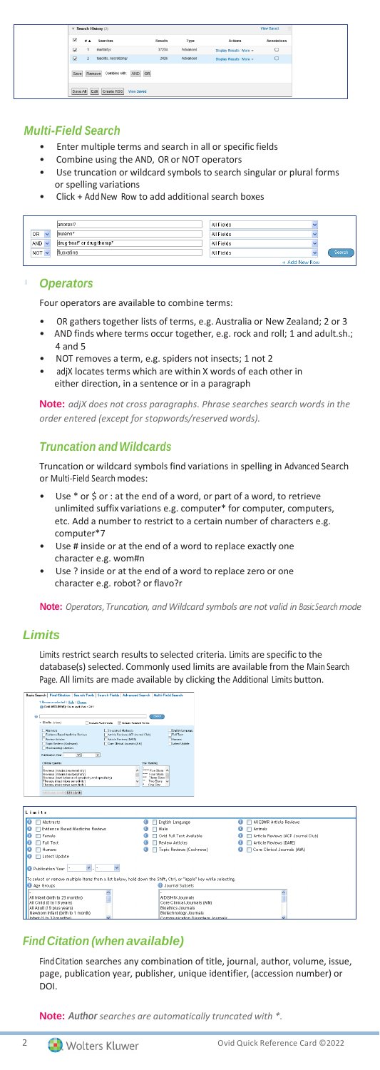## *Multi-Field Search*

- Enter multiple terms and search in all or specific fields
- Combine using the AND, OR or NOT operators
- Use truncation or wildcard symbols to search singular or plural forms or spelling variations
- Click + Add New Row to add additional search boxes

### *Operators*

Four operators are available to combine terms:

- OR gathers together lists of terms, e.g. Australia or New Zealand; 2 or 3
- AND finds where terms occur together, e.g. rock and roll; 1 and adult.sh.; 4 and 5
- NOT removes a term, e.g. spiders not insects; 1 not 2
- adjX locates terms which are within X words of each other in either direction, in a sentence or in a paragraph

**Note:** *adjX does not cross paragraphs. Phrase searches search words in the order entered (except for stopwords/reserved words).*

### *Truncation and Wildcards*

Truncation or wildcard symbols find variations in spelling in Advanced Search or Multi-Field Search modes:

- Use * or $ or : at the end of a word, or part of a word, to retrieve unlimited suffix variations e.g. computer* for computer, computers, etc. Add a number to restrict to a certain number of characters e.g. computer*7
- Use # inside or at the end of a word to replace exactly one character e.g. wom#n
- Use ? inside or at the end of a word to replace zero or one character e.g. robot? or flavo?r

**Note:** *Operators, Truncation, and Wildcard symbols are not valid in Basic Search mode*

## *Limits*

Limits restrict search results to selected criteria. Limits are specific to the database(s) selected. Commonly used limits are available from the Main Search Page. All limits are made available by clicking the Additional Limits button.

## *Find Citation (when available)*

Find Citation searches any combination of title, journal, author, volume, issue, page, publication year, publisher, unique identifier, (accession number) or DOI.

**Note:** *Author searches are automatically truncated with *.*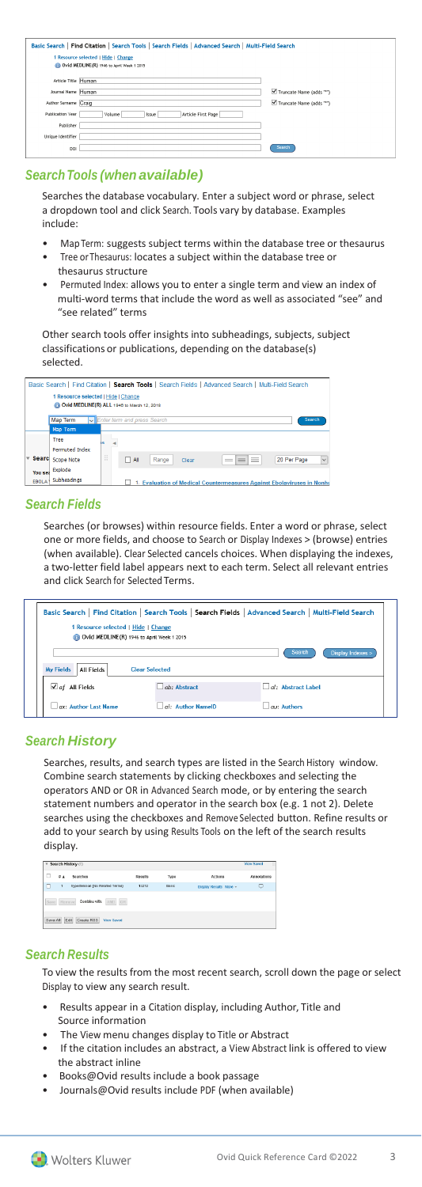## Search Tools (when available)

Searches the database vocabulary. Enter a subject word or phrase, select a dropdown tool and click Search. Tools vary by database. Examples include:

- Map Term: suggests subject terms within the database tree or thesaurus
- Tree or Thesaurus: locates a subject within the database tree or thesaurus structure
- Permuted Index: allows you to enter a single term and view an index of multi-word terms that include the word as well as associated "see" and "see related" terms

Other search tools offer insights into subheadings, subjects, subject classifications or publications, depending on the database(s) selected.

## Search Fields

Searches (or browses) within resource fields. Enter a word or phrase, select one or more fields, and choose to Search or Display Indexes > (browse) entries (when available). Clear Selected cancels choices. When displaying the indexes, a two-letter field label appears next to each term. Select all relevant entries and click Search for Selected Terms.

## Search History

Searches, results, and search types are listed in the Search History window. Combine search statements by clicking checkboxes and selecting the operators AND or OR in Advanced Search mode, or by entering the search statement numbers and operator in the search box (e.g. 1 not 2). Delete searches using the checkboxes and Remove Selected button. Refine results or add to your search by using Results Tools on the left of the search results display.

## Search Results

To view the results from the most recent search, scroll down the page or select Display to view any search result.

- Results appear in a Citation display, including Author, Title and Source information
- The View menu changes display to Title or Abstract
- If the citation includes an abstract, a View Abstract link is offered to view the abstract inline
- Books@Ovid results include a book passage
- Journals@Ovid results include PDF (when available)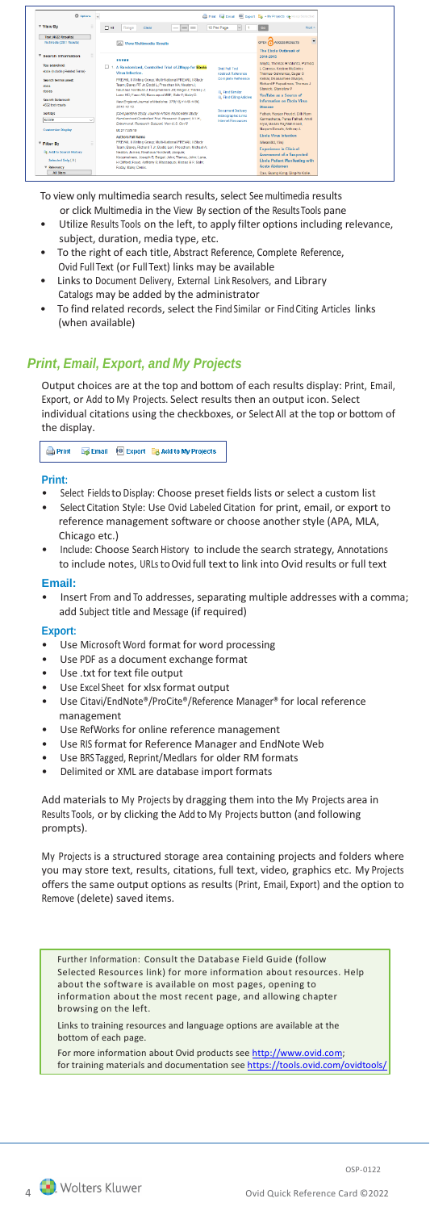To view only multimedia search results, select See multimedia results or click Multimedia in the View By section of the Results Tools pane

- Utilize Results Tools on the left, to apply filter options including relevance, subject, duration, media type, etc.
- To the right of each title, Abstract Reference, Complete Reference, Ovid Full Text (or Full Text) links may be available
- Links to Document Delivery, External Link Resolvers, and Library Catalogs may be added by the administrator
- To find related records, select the Find Similar or Find Citing Articles links (when available)

## *Print, Email, Export, and My Projects*

Output choices are at the top and bottom of each results display: Print, Email, Export, or Add to My Projects. Select results then an output icon. Select individual citations using the checkboxes, or Select All at the top or bottom of the display.

Print Email Export Add to My Projects

### Print:

- Select Fields to Display: Choose preset fields lists or select a custom list
- Select Citation Style: Use Ovid Labeled Citation for print, email, or export to reference management software or choose another style (APA, MLA, Chicago etc.)
- Include: Choose Search History to include the search strategy, Annotations to include notes, URLs to Ovid full text to link into Ovid results or full text

### Email:

- Insert From and To addresses, separating multiple addresses with a comma; add Subject title and Message (if required)

### Export:

- Use Microsoft Word format for word processing
- Use PDF as a document exchange format
- Use .txt for text file output
- Use Excel Sheet for xlsx format output
- Use Citavi/EndNote®/ProCite®/Reference Manager® for local reference management
- Use RefWorks for online reference management
- Use RIS format for Reference Manager and EndNote Web
- Use BRS Tagged, Reprint/Medlars for older RM formats
- Delimited or XML are database import formats

Add materials to My Projects by dragging them into the My Projects area in Results Tools, or by clicking the Add to My Projects button (and following prompts).

My Projects is a structured storage area containing projects and folders where you may store text, results, citations, full text, video, graphics etc. My Projects offers the same output options as results (Print, Email, Export) and the option to Remove (delete) saved items.

Further Information: Consult the Database Field Guide (follow Selected Resources link) for more information about resources. Help about the software is available on most pages, opening to information about the most recent page, and allowing chapter browsing on the left.

Links to training resources and language options are available at the bottom of each page.

For more information about Ovid products see http://www.ovid.com; for training materials and documentation see https://tools.ovid.com/ovidtools/

OSP-0122

Wolters Kluwer

Ovid Quick Reference Card ©2022